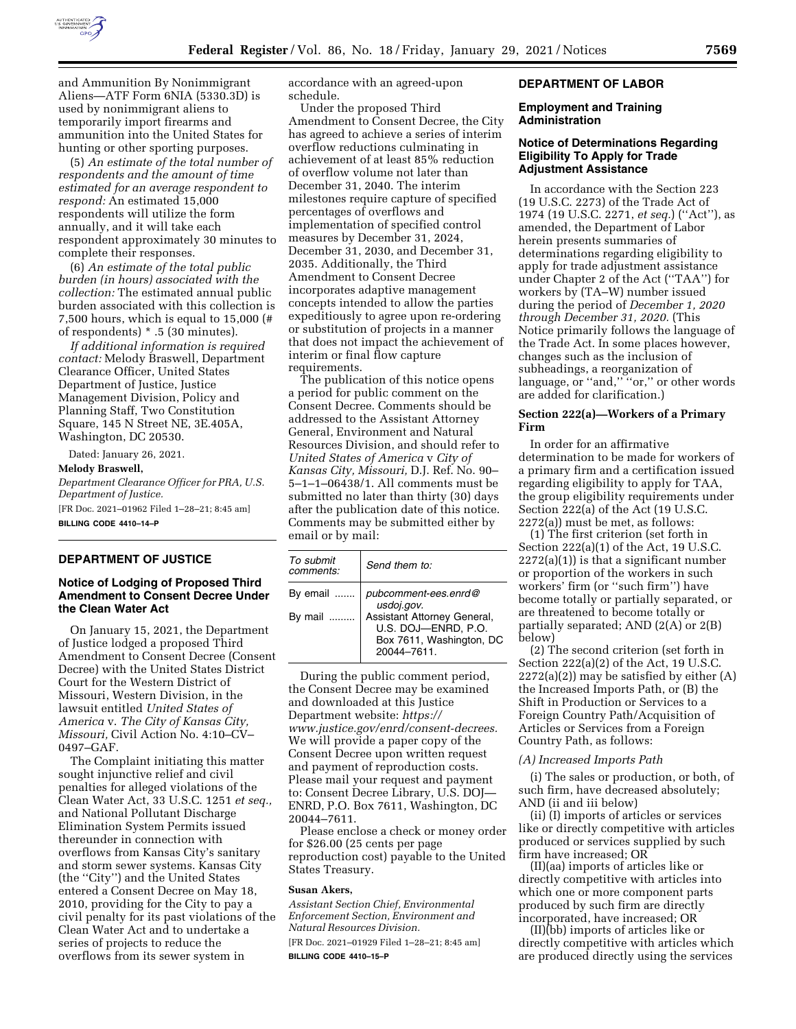and Ammunition By Nonimmigrant Aliens—ATF Form 6NIA (5330.3D) is used by nonimmigrant aliens to temporarily import firearms and ammunition into the United States for hunting or other sporting purposes.

(5) *An estimate of the total number of respondents and the amount of time estimated for an average respondent to respond:* An estimated 15,000 respondents will utilize the form annually, and it will take each respondent approximately 30 minutes to complete their responses.

(6) *An estimate of the total public burden (in hours) associated with the collection:* The estimated annual public burden associated with this collection is 7,500 hours, which is equal to 15,000 (# of respondents) * .5 (30 minutes).

*If additional information is required contact:* Melody Braswell, Department Clearance Officer, United States Department of Justice, Justice Management Division, Policy and Planning Staff, Two Constitution Square, 145 N Street NE, 3E.405A, Washington, DC 20530.

Dated: January 26, 2021.

**Melody Braswell,**

*Department Clearance Officer for PRA, U.S. Department of Justice.*

[FR Doc. 2021–01962 Filed 1–28–21; 8:45 am]

**BILLING CODE 4410–14–P**

## DEPARTMENT OF JUSTICE

### Notice of Lodging of Proposed Third Amendment to Consent Decree Under the Clean Water Act

On January 15, 2021, the Department of Justice lodged a proposed Third Amendment to Consent Decree (Consent Decree) with the United States District Court for the Western District of Missouri, Western Division, in the lawsuit entitled *United States of America* v. *The City of Kansas City, Missouri,* Civil Action No. 4:10–CV–0497–GAF.

The Complaint initiating this matter sought injunctive relief and civil penalties for alleged violations of the Clean Water Act, 33 U.S.C. 1251 *et seq.,* and National Pollutant Discharge Elimination System Permits issued thereunder in connection with overflows from Kansas City's sanitary and storm sewer systems. Kansas City (the "City") and the United States entered a Consent Decree on May 18, 2010, providing for the City to pay a civil penalty for its past violations of the Clean Water Act and to undertake a series of projects to reduce the overflows from its sewer system in accordance with an agreed-upon schedule.

Under the proposed Third Amendment to Consent Decree, the City has agreed to achieve a series of interim overflow reductions culminating in achievement of at least 85% reduction of overflow volume not later than December 31, 2040. The interim milestones require capture of specified percentages of overflows and implementation of specified control measures by December 31, 2024, December 31, 2030, and December 31, 2035. Additionally, the Third Amendment to Consent Decree incorporates adaptive management concepts intended to allow the parties expeditiously to agree upon re-ordering or substitution of projects in a manner that does not impact the achievement of interim or final flow capture requirements.

The publication of this notice opens a period for public comment on the Consent Decree. Comments should be addressed to the Assistant Attorney General, Environment and Natural Resources Division, and should refer to *United States of America* v *City of Kansas City, Missouri,* D.J. Ref. No. 90–5–1–1–06438/1. All comments must be submitted no later than thirty (30) days after the publication date of this notice. Comments may be submitted either by email or by mail:

| *To submit comments:* | *Send them to:* |
|---|---|
| By email ....... | *pubcomment-ees.enrd@usdoj.gov.* |
| By mail ......... | Assistant Attorney General, U.S. DOJ—ENRD, P.O. Box 7611, Washington, DC 20044–7611. |

During the public comment period, the Consent Decree may be examined and downloaded at this Justice Department website: *https://www.justice.gov/enrd/consent-decrees.* We will provide a paper copy of the Consent Decree upon written request and payment of reproduction costs. Please mail your request and payment to: Consent Decree Library, U.S. DOJ—ENRD, P.O. Box 7611, Washington, DC 20044–7611.

Please enclose a check or money order for $26.00 (25 cents per page reproduction cost) payable to the United States Treasury.

**Susan Akers,**

*Assistant Section Chief, Environmental Enforcement Section, Environment and Natural Resources Division.*

[FR Doc. 2021–01929 Filed 1–28–21; 8:45 am]

**BILLING CODE 4410–15–P**

## DEPARTMENT OF LABOR

### Employment and Training Administration

### Notice of Determinations Regarding Eligibility To Apply for Trade Adjustment Assistance

In accordance with the Section 223 (19 U.S.C. 2273) of the Trade Act of 1974 (19 U.S.C. 2271, *et seq.*) ("Act"), as amended, the Department of Labor herein presents summaries of determinations regarding eligibility to apply for trade adjustment assistance under Chapter 2 of the Act ("TAA") for workers by (TA–W) number issued during the period of *December 1, 2020 through December 31, 2020.* (This Notice primarily follows the language of the Trade Act. In some places however, changes such as the inclusion of subheadings, a reorganization of language, or "and," "or," or other words are added for clarification.)

#### Section 222(a)—Workers of a Primary Firm

In order for an affirmative determination to be made for workers of a primary firm and a certification issued regarding eligibility to apply for TAA, the group eligibility requirements under Section 222(a) of the Act (19 U.S.C. 2272(a)) must be met, as follows:

(1) The first criterion (set forth in Section 222(a)(1) of the Act, 19 U.S.C. 2272(a)(1)) is that a significant number or proportion of the workers in such workers' firm (or "such firm") have become totally or partially separated, or are threatened to become totally or partially separated; AND (2(A) or 2(B) below)

(2) The second criterion (set forth in Section 222(a)(2) of the Act, 19 U.S.C. 2272(a)(2)) may be satisfied by either (A) the Increased Imports Path, or (B) the Shift in Production or Services to a Foreign Country Path/Acquisition of Articles or Services from a Foreign Country Path, as follows:

*(A) Increased Imports Path*

(i) The sales or production, or both, of such firm, have decreased absolutely; AND (ii and iii below)

(ii) (I) imports of articles or services like or directly competitive with articles produced or services supplied by such firm have increased; OR

(II)(aa) imports of articles like or directly competitive with articles into which one or more component parts produced by such firm are directly incorporated, have increased; OR

(II)(bb) imports of articles like or directly competitive with articles which are produced directly using the services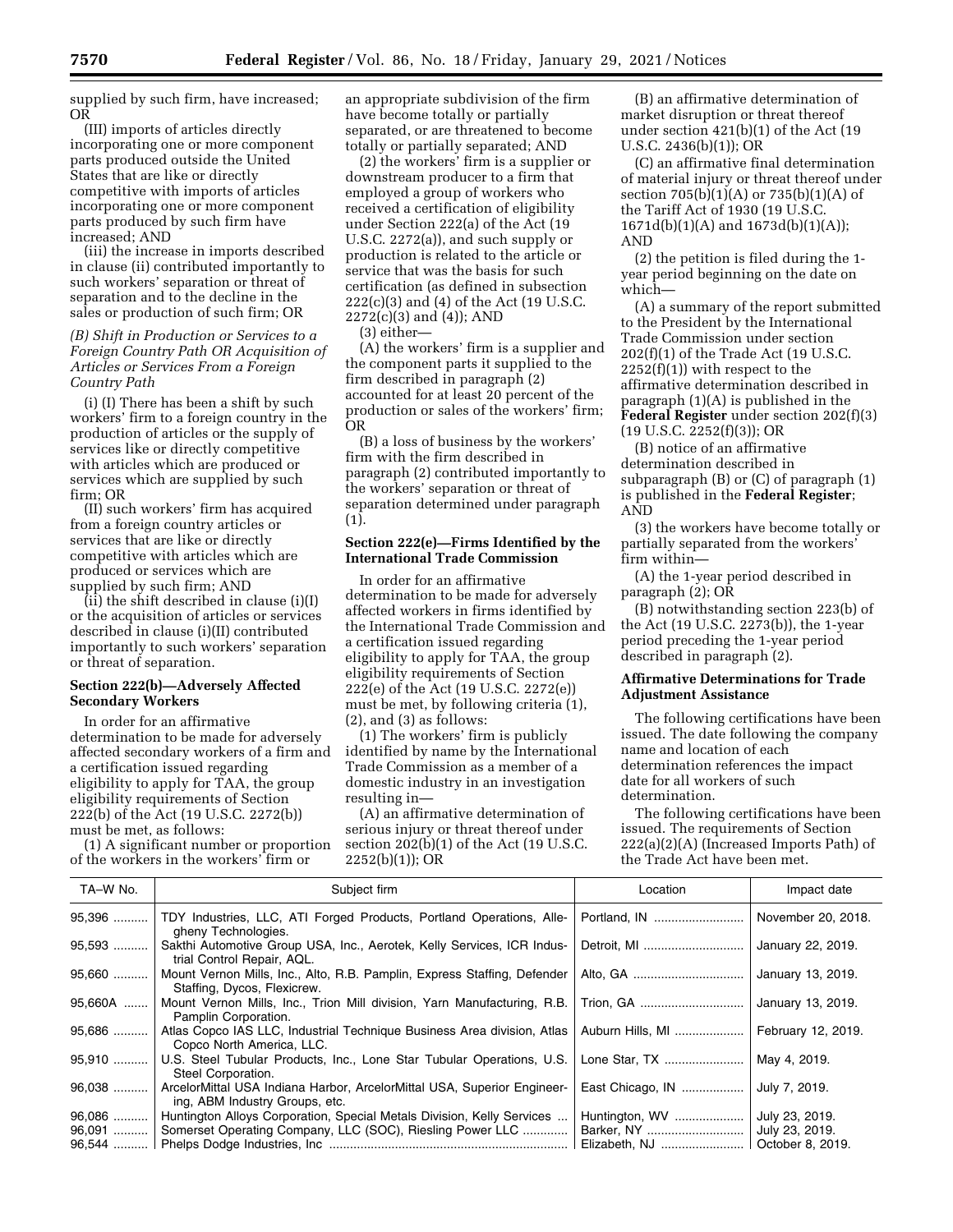supplied by such firm, have increased; OR

(III) imports of articles directly incorporating one or more component parts produced outside the United States that are like or directly competitive with imports of articles incorporating one or more component parts produced by such firm have increased; AND

(iii) the increase in imports described in clause (ii) contributed importantly to such workers' separation or threat of separation and to the decline in the sales or production of such firm; OR

*(B) Shift in Production or Services to a Foreign Country Path OR Acquisition of Articles or Services From a Foreign Country Path*

(i) (I) There has been a shift by such workers' firm to a foreign country in the production of articles or the supply of services like or directly competitive with articles which are produced or services which are supplied by such firm; OR

(II) such workers' firm has acquired from a foreign country articles or services that are like or directly competitive with articles which are produced or services which are supplied by such firm; AND

(ii) the shift described in clause (i)(I) or the acquisition of articles or services described in clause (i)(II) contributed importantly to such workers' separation or threat of separation.

**Section 222(b)—Adversely Affected Secondary Workers**

In order for an affirmative determination to be made for adversely affected secondary workers of a firm and a certification issued regarding eligibility to apply for TAA, the group eligibility requirements of Section 222(b) of the Act (19 U.S.C. 2272(b)) must be met, as follows:

(1) A significant number or proportion of the workers in the workers' firm or an appropriate subdivision of the firm have become totally or partially separated, or are threatened to become totally or partially separated; AND

(2) the workers' firm is a supplier or downstream producer to a firm that employed a group of workers who received a certification of eligibility under Section 222(a) of the Act (19 U.S.C. 2272(a)), and such supply or production is related to the article or service that was the basis for such certification (as defined in subsection 222(c)(3) and (4) of the Act (19 U.S.C. 2272(c)(3) and (4)); AND

(3) either—

(A) the workers' firm is a supplier and the component parts it supplied to the firm described in paragraph (2) accounted for at least 20 percent of the production or sales of the workers' firm; OR

(B) a loss of business by the workers' firm with the firm described in paragraph (2) contributed importantly to the workers' separation or threat of separation determined under paragraph (1).

**Section 222(e)—Firms Identified by the International Trade Commission**

In order for an affirmative determination to be made for adversely affected workers in firms identified by the International Trade Commission and a certification issued regarding eligibility to apply for TAA, the group eligibility requirements of Section 222(e) of the Act (19 U.S.C. 2272(e)) must be met, by following criteria (1), (2), and (3) as follows:

(1) The workers' firm is publicly identified by name by the International Trade Commission as a member of a domestic industry in an investigation resulting in—

(A) an affirmative determination of serious injury or threat thereof under section 202(b)(1) of the Act (19 U.S.C. 2252(b)(1)); OR

(B) an affirmative determination of market disruption or threat thereof under section 421(b)(1) of the Act (19 U.S.C. 2436(b)(1)); OR

(C) an affirmative final determination of material injury or threat thereof under section 705(b)(1)(A) or 735(b)(1)(A) of the Tariff Act of 1930 (19 U.S.C. 1671d(b)(1)(A) and 1673d(b)(1)(A)); AND

(2) the petition is filed during the 1-year period beginning on the date on which—

(A) a summary of the report submitted to the President by the International Trade Commission under section 202(f)(1) of the Trade Act (19 U.S.C. 2252(f)(1)) with respect to the affirmative determination described in paragraph (1)(A) is published in the **Federal Register** under section 202(f)(3) (19 U.S.C. 2252(f)(3)); OR

(B) notice of an affirmative determination described in subparagraph (B) or (C) of paragraph (1) is published in the **Federal Register**; AND

(3) the workers have become totally or partially separated from the workers' firm within—

(A) the 1-year period described in paragraph (2); OR

(B) notwithstanding section 223(b) of the Act (19 U.S.C. 2273(b)), the 1-year period preceding the 1-year period described in paragraph (2).

**Affirmative Determinations for Trade Adjustment Assistance**

The following certifications have been issued. The date following the company name and location of each determination references the impact date for all workers of such determination.

The following certifications have been issued. The requirements of Section 222(a)(2)(A) (Increased Imports Path) of the Trade Act have been met.

| TA–W No. | Subject firm | Location | Impact date |
|---|---|---|---|
| 95,396 | TDY Industries, LLC, ATI Forged Products, Portland Operations, Allegheny Technologies. | Portland, IN | November 20, 2018. |
| 95,593 | Sakthi Automotive Group USA, Inc., Aerotek, Kelly Services, ICR Industrial Control Repair, AQL. | Detroit, MI | January 22, 2019. |
| 95,660 | Mount Vernon Mills, Inc., Alto, R.B. Pamplin, Express Staffing, Defender Staffing, Dycos, Flexicrew. | Alto, GA | January 13, 2019. |
| 95,660A | Mount Vernon Mills, Inc., Trion Mill division, Yarn Manufacturing, R.B. Pamplin Corporation. | Trion, GA | January 13, 2019. |
| 95,686 | Atlas Copco IAS LLC, Industrial Technique Business Area division, Atlas Copco North America, LLC. | Auburn Hills, MI | February 12, 2019. |
| 95,910 | U.S. Steel Tubular Products, Inc., Lone Star Tubular Operations, U.S. Steel Corporation. | Lone Star, TX | May 4, 2019. |
| 96,038 | ArcelorMittal USA Indiana Harbor, ArcelorMittal USA, Superior Engineering, ABM Industry Groups, etc. | East Chicago, IN | July 7, 2019. |
| 96,086 | Huntington Alloys Corporation, Special Metals Division, Kelly Services | Huntington, WV | July 23, 2019. |
| 96,091 | Somerset Operating Company, LLC (SOC), Riesling Power LLC | Barker, NY | July 23, 2019. |
| 96,544 | Phelps Dodge Industries, Inc | Elizabeth, NJ | October 8, 2019. |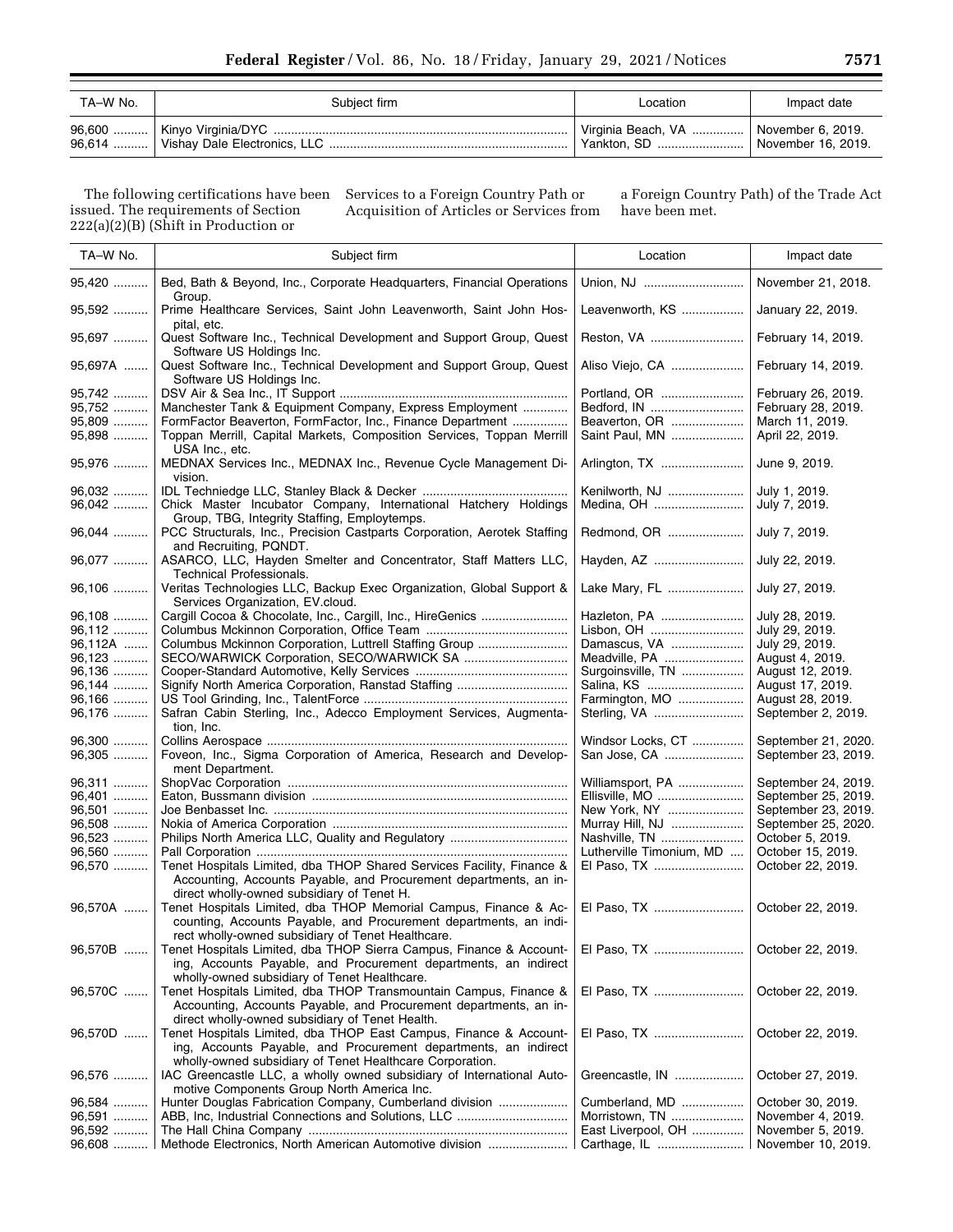| TA–W No. | Subject firm | Location | Impact date |
|---|---|---|---|
| 96,600 | Kinyo Virginia/DYC | Virginia Beach, VA | November 6, 2019. |
| 96,614 | Vishay Dale Electronics, LLC | Yankton, SD | November 16, 2019. |

The following certifications have been issued. The requirements of Section 222(a)(2)(B) (Shift in Production or Services to a Foreign Country Path or Acquisition of Articles or Services from a Foreign Country Path) of the Trade Act have been met.

| TA–W No. | Subject firm | Location | Impact date |
|---|---|---|---|
| 95,420 | Bed, Bath & Beyond, Inc., Corporate Headquarters, Financial Operations Group. | Union, NJ | November 21, 2018. |
| 95,592 | Prime Healthcare Services, Saint John Leavenworth, Saint John Hospital, etc. | Leavenworth, KS | January 22, 2019. |
| 95,697 | Quest Software Inc., Technical Development and Support Group, Quest Software US Holdings Inc. | Reston, VA | February 14, 2019. |
| 95,697A | Quest Software Inc., Technical Development and Support Group, Quest Software US Holdings Inc. | Aliso Viejo, CA | February 14, 2019. |
| 95,742 | DSV Air & Sea Inc., IT Support | Portland, OR | February 26, 2019. |
| 95,752 | Manchester Tank & Equipment Company, Express Employment | Bedford, IN | February 28, 2019. |
| 95,809 | FormFactor Beaverton, FormFactor, Inc., Finance Department | Beaverton, OR | March 11, 2019. |
| 95,898 | Toppan Merrill, Capital Markets, Composition Services, Toppan Merrill USA Inc., etc. | Saint Paul, MN | April 22, 2019. |
| 95,976 | MEDNAX Services Inc., MEDNAX Inc., Revenue Cycle Management Division. | Arlington, TX | June 9, 2019. |
| 96,032 | IDL Techniedge LLC, Stanley Black & Decker | Kenilworth, NJ | July 1, 2019. |
| 96,042 | Chick Master Incubator Company, International Hatchery Holdings Group, TBG, Integrity Staffing, Employtemps. | Medina, OH | July 7, 2019. |
| 96,044 | PCC Structurals, Inc., Precision Castparts Corporation, Aerotek Staffing and Recruiting, PQNDT. | Redmond, OR | July 7, 2019. |
| 96,077 | ASARCO, LLC, Hayden Smelter and Concentrator, Staff Matters LLC, Technical Professionals. | Hayden, AZ | July 22, 2019. |
| 96,106 | Veritas Technologies LLC, Backup Exec Organization, Global Support & Services Organization, EV.cloud. | Lake Mary, FL | July 27, 2019. |
| 96,108 | Cargill Cocoa & Chocolate, Inc., Cargill, Inc., HireGenics | Hazleton, PA | July 28, 2019. |
| 96,112 | Columbus Mckinnon Corporation, Office Team | Lisbon, OH | July 29, 2019. |
| 96,112A | Columbus Mckinnon Corporation, Luttrell Staffing Group | Damascus, VA | July 29, 2019. |
| 96,123 | SECO/WARWICK Corporation, SECO/WARWICK SA | Meadville, PA | August 4, 2019. |
| 96,136 | Cooper-Standard Automotive, Kelly Services | Surgoinsville, TN | August 12, 2019. |
| 96,144 | Signify North America Corporation, Ranstad Staffing | Salina, KS | August 17, 2019. |
| 96,166 | US Tool Grinding, Inc., TalentForce | Farmington, MO | August 28, 2019. |
| 96,176 | Safran Cabin Sterling, Inc., Adecco Employment Services, Augmentation, Inc. | Sterling, VA | September 2, 2019. |
| 96,300 | Collins Aerospace | Windsor Locks, CT | September 21, 2020. |
| 96,305 | Foveon, Inc., Sigma Corporation of America, Research and Development Department. | San Jose, CA | September 23, 2019. |
| 96,311 | ShopVac Corporation | Williamsport, PA | September 24, 2019. |
| 96,401 | Eaton, Bussmann division | Ellisville, MO | September 25, 2019. |
| 96,501 | Joe Benbasset Inc. | New York, NY | September 23, 2019. |
| 96,508 | Nokia of America Corporation | Murray Hill, NJ | September 25, 2020. |
| 96,523 | Philips North America LLC, Quality and Regulatory | Nashville, TN | October 5, 2019. |
| 96,560 | Pall Corporation | Lutherville Timonium, MD | October 15, 2019. |
| 96,570 | Tenet Hospitals Limited, dba THOP Shared Services Facility, Finance & Accounting, Accounts Payable, and Procurement departments, an indirect wholly-owned subsidiary of Tenet H. | El Paso, TX | October 22, 2019. |
| 96,570A | Tenet Hospitals Limited, dba THOP Memorial Campus, Finance & Accounting, Accounts Payable, and Procurement departments, an indirect wholly-owned subsidiary of Tenet Healthcare. | El Paso, TX | October 22, 2019. |
| 96,570B | Tenet Hospitals Limited, dba THOP Sierra Campus, Finance & Accounting, Accounts Payable, and Procurement departments, an indirect wholly-owned subsidiary of Tenet Healthcare. | El Paso, TX | October 22, 2019. |
| 96,570C | Tenet Hospitals Limited, dba THOP Transmountain Campus, Finance & Accounting, Accounts Payable, and Procurement departments, an indirect wholly-owned subsidiary of Tenet Health. | El Paso, TX | October 22, 2019. |
| 96,570D | Tenet Hospitals Limited, dba THOP East Campus, Finance & Accounting, Accounts Payable, and Procurement departments, an indirect wholly-owned subsidiary of Tenet Healthcare Corporation. | El Paso, TX | October 22, 2019. |
| 96,576 | IAC Greencastle LLC, a wholly owned subsidiary of International Automotive Components Group North America Inc. | Greencastle, IN | October 27, 2019. |
| 96,584 | Hunter Douglas Fabrication Company, Cumberland division | Cumberland, MD | October 30, 2019. |
| 96,591 | ABB, Inc, Industrial Connections and Solutions, LLC | Morristown, TN | November 4, 2019. |
| 96,592 | The Hall China Company | East Liverpool, OH | November 5, 2019. |
| 96,608 | Methode Electronics, North American Automotive division | Carthage, IL | November 10, 2019. |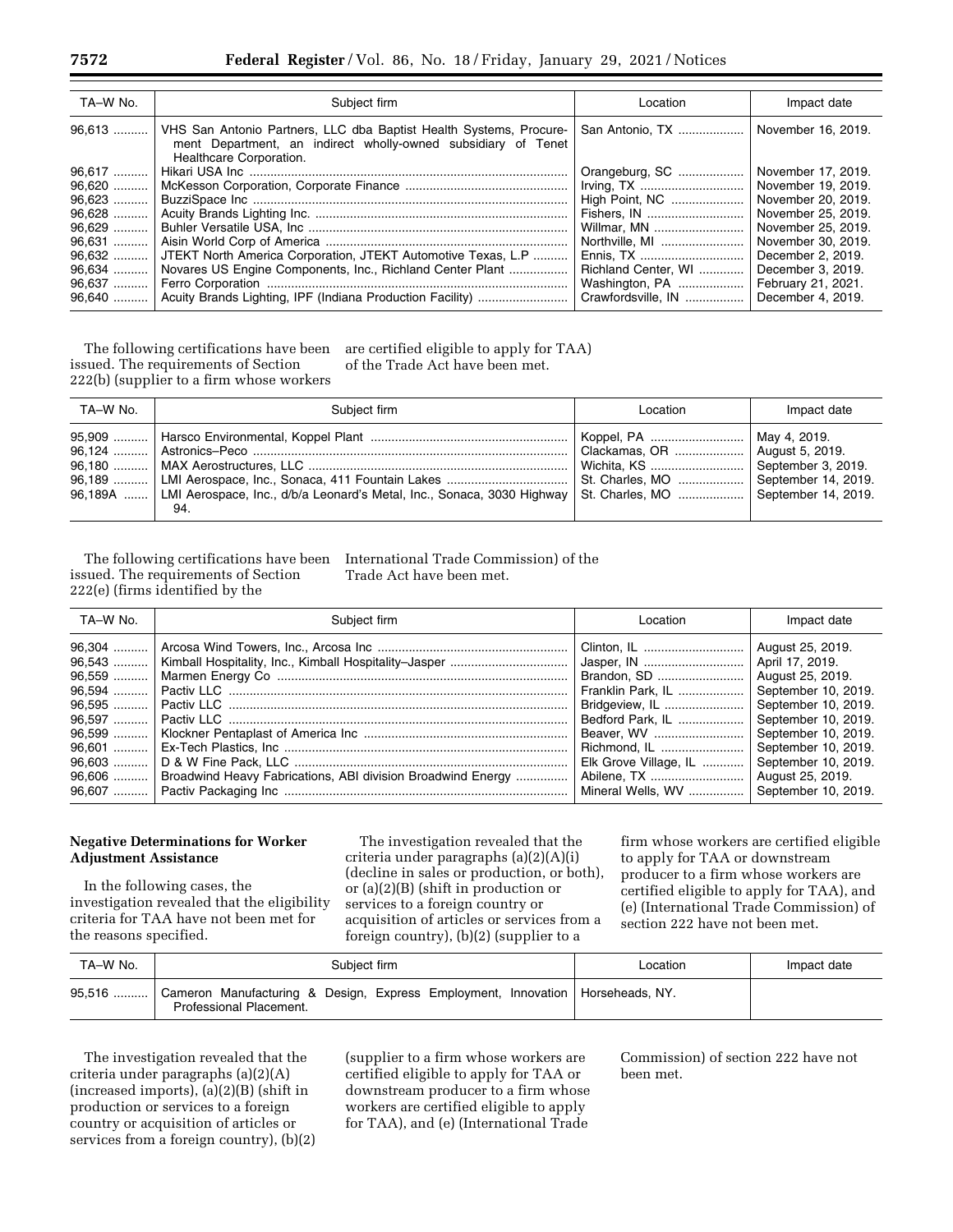| TA–W No. | Subject firm | Location | Impact date |
|---|---|---|---|
| 96,613 | VHS San Antonio Partners, LLC dba Baptist Health Systems, Procurement Department, an indirect wholly-owned subsidiary of Tenet Healthcare Corporation. | San Antonio, TX | November 16, 2019. |
| 96,617 | Hikari USA Inc | Orangeburg, SC | November 17, 2019. |
| 96,620 | McKesson Corporation, Corporate Finance | Irving, TX | November 19, 2019. |
| 96,623 | BuzziSpace Inc | High Point, NC | November 20, 2019. |
| 96,628 | Acuity Brands Lighting Inc. | Fishers, IN | November 25, 2019. |
| 96,629 | Buhler Versatile USA, Inc | Willmar, MN | November 25, 2019. |
| 96,631 | Aisin World Corp of America | Northville, MI | November 30, 2019. |
| 96,632 | JTEKT North America Corporation, JTEKT Automotive Texas, L.P | Ennis, TX | December 2, 2019. |
| 96,634 | Novares US Engine Components, Inc., Richland Center Plant | Richland Center, WI | December 3, 2019. |
| 96,637 | Ferro Corporation | Washington, PA | February 21, 2021. |
| 96,640 | Acuity Brands Lighting, IPF (Indiana Production Facility) | Crawfordsville, IN | December 4, 2019. |

The following certifications have been issued. The requirements of Section 222(b) (supplier to a firm whose workers are certified eligible to apply for TAA) of the Trade Act have been met.

| TA–W No. | Subject firm | Location | Impact date |
|---|---|---|---|
| 95,909 | Harsco Environmental, Koppel Plant | Koppel, PA | May 4, 2019. |
| 96,124 | Astronics–Peco | Clackamas, OR | August 5, 2019. |
| 96,180 | MAX Aerostructures, LLC | Wichita, KS | September 3, 2019. |
| 96,189 | LMI Aerospace, Inc., Sonaca, 411 Fountain Lakes | St. Charles, MO | September 14, 2019. |
| 96,189A | LMI Aerospace, Inc., d/b/a Leonard's Metal, Inc., Sonaca, 3030 Highway 94. | St. Charles, MO | September 14, 2019. |

The following certifications have been issued. The requirements of Section 222(e) (firms identified by the International Trade Commission) of the Trade Act have been met.

| TA–W No. | Subject firm | Location | Impact date |
|---|---|---|---|
| 96,304 | Arcosa Wind Towers, Inc., Arcosa Inc | Clinton, IL | August 25, 2019. |
| 96,543 | Kimball Hospitality, Inc., Kimball Hospitality–Jasper | Jasper, IN | April 17, 2019. |
| 96,559 | Marmen Energy Co | Brandon, SD | August 25, 2019. |
| 96,594 | Pactiv LLC | Franklin Park, IL | September 10, 2019. |
| 96,595 | Pactiv LLC | Bridgeview, IL | September 10, 2019. |
| 96,597 | Pactiv LLC | Bedford Park, IL | September 10, 2019. |
| 96,599 | Klockner Pentaplast of America Inc | Beaver, WV | September 10, 2019. |
| 96,601 | Ex-Tech Plastics, Inc | Richmond, IL | September 10, 2019. |
| 96,603 | D & W Fine Pack, LLC | Elk Grove Village, IL | September 10, 2019. |
| 96,606 | Broadwind Heavy Fabrications, ABI division Broadwind Energy | Abilene, TX | August 25, 2019. |
| 96,607 | Pactiv Packaging Inc | Mineral Wells, WV | September 10, 2019. |

**Negative Determinations for Worker Adjustment Assistance**

In the following cases, the investigation revealed that the eligibility criteria for TAA have not been met for the reasons specified.

The investigation revealed that the criteria under paragraphs (a)(2)(A)(i) (decline in sales or production, or both), or (a)(2)(B) (shift in production or services to a foreign country or acquisition of articles or services from a foreign country), (b)(2) (supplier to a firm whose workers are certified eligible to apply for TAA or downstream producer to a firm whose workers are certified eligible to apply for TAA), and (e) (International Trade Commission) of section 222 have not been met.

| TA–W No. | Subject firm | Location | Impact date |
|---|---|---|---|
| 95,516 | Cameron Manufacturing & Design, Express Employment, Innovation Professional Placement. | Horseheads, NY. | |

The investigation revealed that the criteria under paragraphs (a)(2)(A) (increased imports), (a)(2)(B) (shift in production or services to a foreign country or acquisition of articles or services from a foreign country), (b)(2) (supplier to a firm whose workers are certified eligible to apply for TAA or downstream producer to a firm whose workers are certified eligible to apply for TAA), and (e) (International Trade Commission) of section 222 have not been met.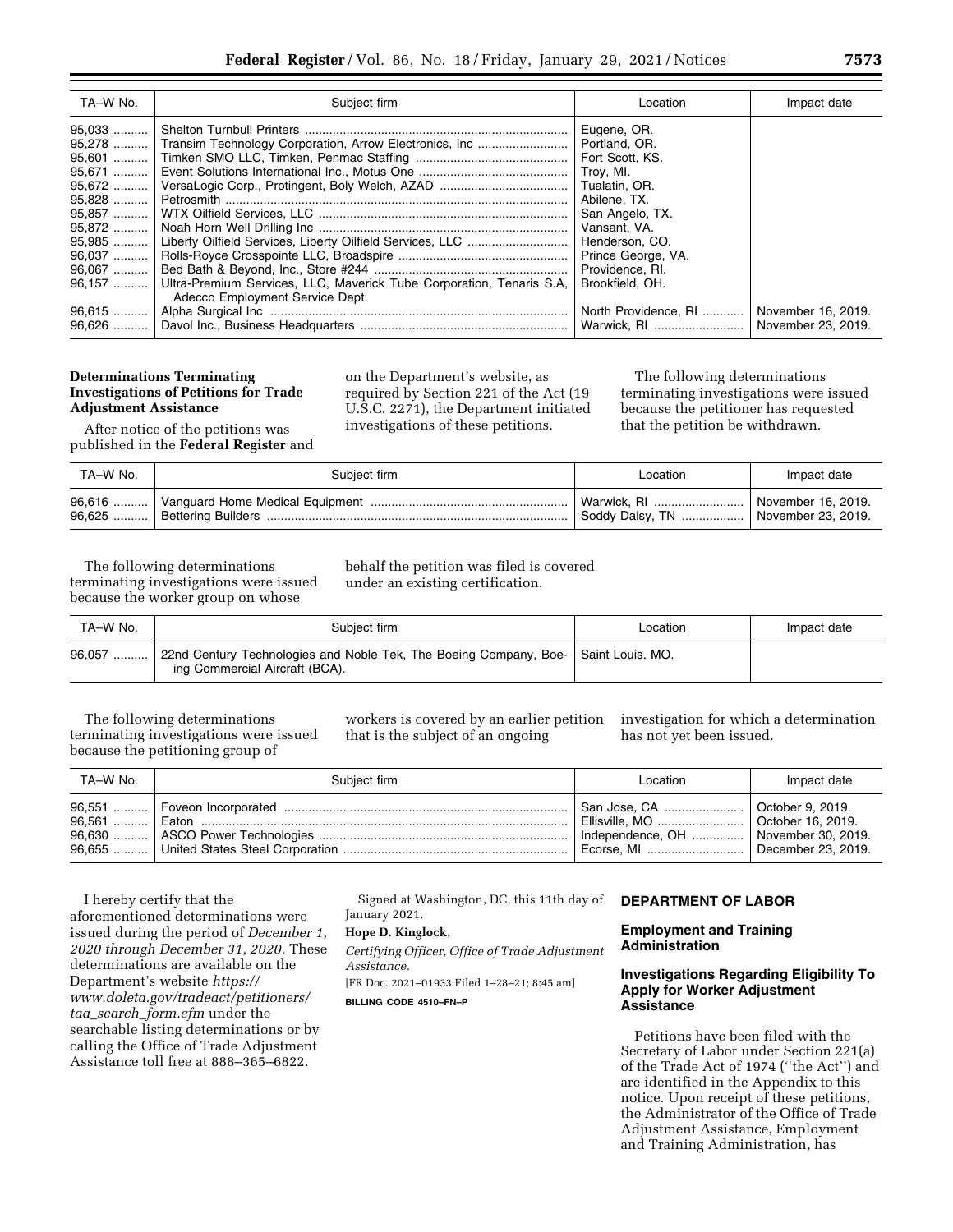| TA–W No. | Subject firm | Location | Impact date |
|---|---|---|---|
| 95,033 | Shelton Turnbull Printers | Eugene, OR. | |
| 95,278 | Transim Technology Corporation, Arrow Electronics, Inc | Portland, OR. | |
| 95,601 | Timken SMO LLC, Timken, Penmac Staffing | Fort Scott, KS. | |
| 95,671 | Event Solutions International Inc., Motus One | Troy, MI. | |
| 95,672 | VersaLogic Corp., Protingent, Boly Welch, AZAD | Tualatin, OR. | |
| 95,828 | Petrosmith | Abilene, TX. | |
| 95,857 | WTX Oilfield Services, LLC | San Angelo, TX. | |
| 95,872 | Noah Horn Well Drilling Inc | Vansant, VA. | |
| 95,985 | Liberty Oilfield Services, Liberty Oilfield Services, LLC | Henderson, CO. | |
| 96,037 | Rolls-Royce Crosspointe LLC, Broadspire | Prince George, VA. | |
| 96,067 | Bed Bath & Beyond, Inc., Store #244 | Providence, RI. | |
| 96,157 | Ultra-Premium Services, LLC, Maverick Tube Corporation, Tenaris S.A, Adecco Employment Service Dept. | Brookfield, OH. | |
| 96,615 | Alpha Surgical Inc | North Providence, RI | November 16, 2019. |
| 96,626 | Davol Inc., Business Headquarters | Warwick, RI | November 23, 2019. |

**Determinations Terminating Investigations of Petitions for Trade Adjustment Assistance**

After notice of the petitions was published in the **Federal Register** and on the Department's website, as required by Section 221 of the Act (19 U.S.C. 2271), the Department initiated investigations of these petitions.

The following determinations terminating investigations were issued because the petitioner has requested that the petition be withdrawn.

| TA–W No. | Subject firm | Location | Impact date |
|---|---|---|---|
| 96,616 | Vanguard Home Medical Equipment | Warwick, RI | November 16, 2019. |
| 96,625 | Bettering Builders | Soddy Daisy, TN | November 23, 2019. |

The following determinations terminating investigations were issued because the worker group on whose behalf the petition was filed is covered under an existing certification.

| TA–W No. | Subject firm | Location | Impact date |
|---|---|---|---|
| 96,057 | 22nd Century Technologies and Noble Tek, The Boeing Company, Boeing Commercial Aircraft (BCA). | Saint Louis, MO. | |

The following determinations terminating investigations were issued because the petitioning group of workers is covered by an earlier petition that is the subject of an ongoing investigation for which a determination has not yet been issued.

| TA–W No. | Subject firm | Location | Impact date |
|---|---|---|---|
| 96,551 | Foveon Incorporated | San Jose, CA | October 9, 2019. |
| 96,561 | Eaton | Ellisville, MO | October 16, 2019. |
| 96,630 | ASCO Power Technologies | Independence, OH | November 30, 2019. |
| 96,655 | United States Steel Corporation | Ecorse, MI | December 23, 2019. |

I hereby certify that the aforementioned determinations were issued during the period of *December 1, 2020 through December 31, 2020.* These determinations are available on the Department's website *https://www.doleta.gov/tradeact/petitioners/taa_search_form.cfm* under the searchable listing determinations or by calling the Office of Trade Adjustment Assistance toll free at 888–365–6822.

Signed at Washington, DC, this 11th day of January 2021.

**Hope D. Kinglock,**

*Certifying Officer, Office of Trade Adjustment Assistance.*

[FR Doc. 2021–01933 Filed 1–28–21; 8:45 am]

**BILLING CODE 4510–FN–P**

## DEPARTMENT OF LABOR

### Employment and Training Administration

### Investigations Regarding Eligibility To Apply for Worker Adjustment Assistance

Petitions have been filed with the Secretary of Labor under Section 221(a) of the Trade Act of 1974 (''the Act'') and are identified in the Appendix to this notice. Upon receipt of these petitions, the Administrator of the Office of Trade Adjustment Assistance, Employment and Training Administration, has